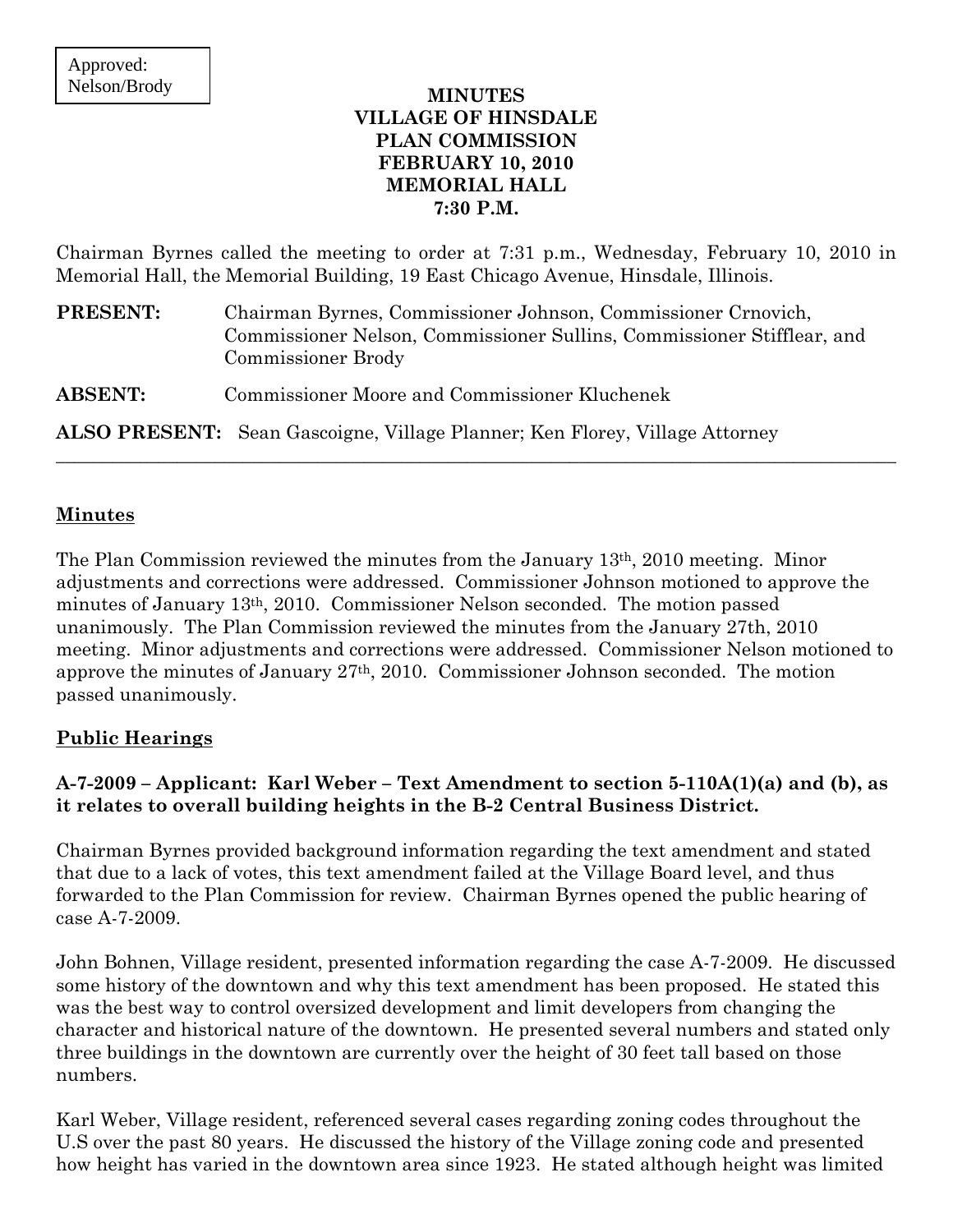Approved: Nelson/Brody

# MINUTES
# VILLAGE OF HINSDALE
# PLAN COMMISSION
# FEBRUARY 10, 2010
# MEMORIAL HALL
# 7:30 P.M.

Chairman Byrnes called the meeting to order at 7:31 p.m., Wednesday, February 10, 2010 in Memorial Hall, the Memorial Building, 19 East Chicago Avenue, Hinsdale, Illinois.

**PRESENT:** Chairman Byrnes, Commissioner Johnson, Commissioner Crnovich, Commissioner Nelson, Commissioner Sullins, Commissioner Stifflear, and Commissioner Brody

**ABSENT:** Commissioner Moore and Commissioner Kluchenek

**ALSO PRESENT:** Sean Gascoigne, Village Planner; Ken Florey, Village Attorney

---

## Minutes

The Plan Commission reviewed the minutes from the January 13th, 2010 meeting. Minor adjustments and corrections were addressed. Commissioner Johnson motioned to approve the minutes of January 13th, 2010. Commissioner Nelson seconded. The motion passed unanimously. The Plan Commission reviewed the minutes from the January 27th, 2010 meeting. Minor adjustments and corrections were addressed. Commissioner Nelson motioned to approve the minutes of January 27th, 2010. Commissioner Johnson seconded. The motion passed unanimously.

## Public Hearings

### A-7-2009 – Applicant: Karl Weber – Text Amendment to section 5-110A(1)(a) and (b), as it relates to overall building heights in the B-2 Central Business District.

Chairman Byrnes provided background information regarding the text amendment and stated that due to a lack of votes, this text amendment failed at the Village Board level, and thus forwarded to the Plan Commission for review. Chairman Byrnes opened the public hearing of case A-7-2009.

John Bohnen, Village resident, presented information regarding the case A-7-2009. He discussed some history of the downtown and why this text amendment has been proposed. He stated this was the best way to control oversized development and limit developers from changing the character and historical nature of the downtown. He presented several numbers and stated only three buildings in the downtown are currently over the height of 30 feet tall based on those numbers.

Karl Weber, Village resident, referenced several cases regarding zoning codes throughout the U.S over the past 80 years. He discussed the history of the Village zoning code and presented how height has varied in the downtown area since 1923. He stated although height was limited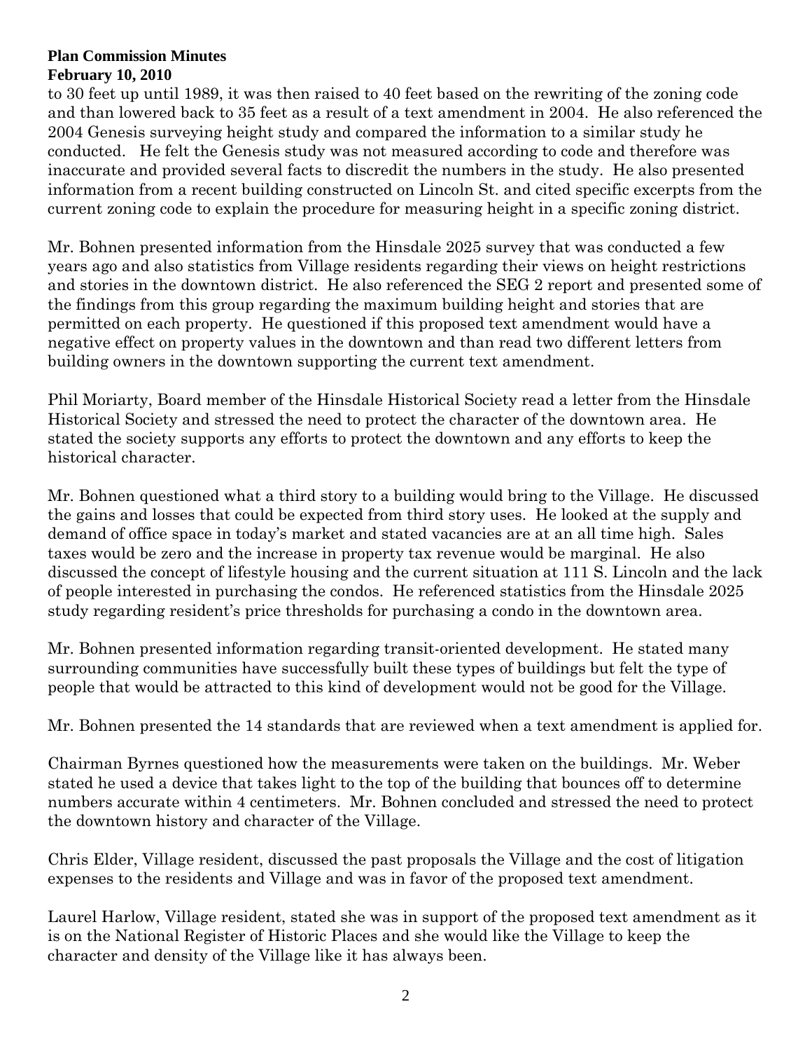to 30 feet up until 1989, it was then raised to 40 feet based on the rewriting of the zoning code and than lowered back to 35 feet as a result of a text amendment in 2004. He also referenced the 2004 Genesis surveying height study and compared the information to a similar study he conducted. He felt the Genesis study was not measured according to code and therefore was inaccurate and provided several facts to discredit the numbers in the study. He also presented information from a recent building constructed on Lincoln St. and cited specific excerpts from the current zoning code to explain the procedure for measuring height in a specific zoning district.

Mr. Bohnen presented information from the Hinsdale 2025 survey that was conducted a few years ago and also statistics from Village residents regarding their views on height restrictions and stories in the downtown district. He also referenced the SEG 2 report and presented some of the findings from this group regarding the maximum building height and stories that are permitted on each property. He questioned if this proposed text amendment would have a negative effect on property values in the downtown and than read two different letters from building owners in the downtown supporting the current text amendment.

Phil Moriarty, Board member of the Hinsdale Historical Society read a letter from the Hinsdale Historical Society and stressed the need to protect the character of the downtown area. He stated the society supports any efforts to protect the downtown and any efforts to keep the historical character.

Mr. Bohnen questioned what a third story to a building would bring to the Village. He discussed the gains and losses that could be expected from third story uses. He looked at the supply and demand of office space in today's market and stated vacancies are at an all time high. Sales taxes would be zero and the increase in property tax revenue would be marginal. He also discussed the concept of lifestyle housing and the current situation at 111 S. Lincoln and the lack of people interested in purchasing the condos. He referenced statistics from the Hinsdale 2025 study regarding resident's price thresholds for purchasing a condo in the downtown area.

Mr. Bohnen presented information regarding transit-oriented development. He stated many surrounding communities have successfully built these types of buildings but felt the type of people that would be attracted to this kind of development would not be good for the Village.

Mr. Bohnen presented the 14 standards that are reviewed when a text amendment is applied for.

Chairman Byrnes questioned how the measurements were taken on the buildings. Mr. Weber stated he used a device that takes light to the top of the building that bounces off to determine numbers accurate within 4 centimeters. Mr. Bohnen concluded and stressed the need to protect the downtown history and character of the Village.

Chris Elder, Village resident, discussed the past proposals the Village and the cost of litigation expenses to the residents and Village and was in favor of the proposed text amendment.

Laurel Harlow, Village resident, stated she was in support of the proposed text amendment as it is on the National Register of Historic Places and she would like the Village to keep the character and density of the Village like it has always been.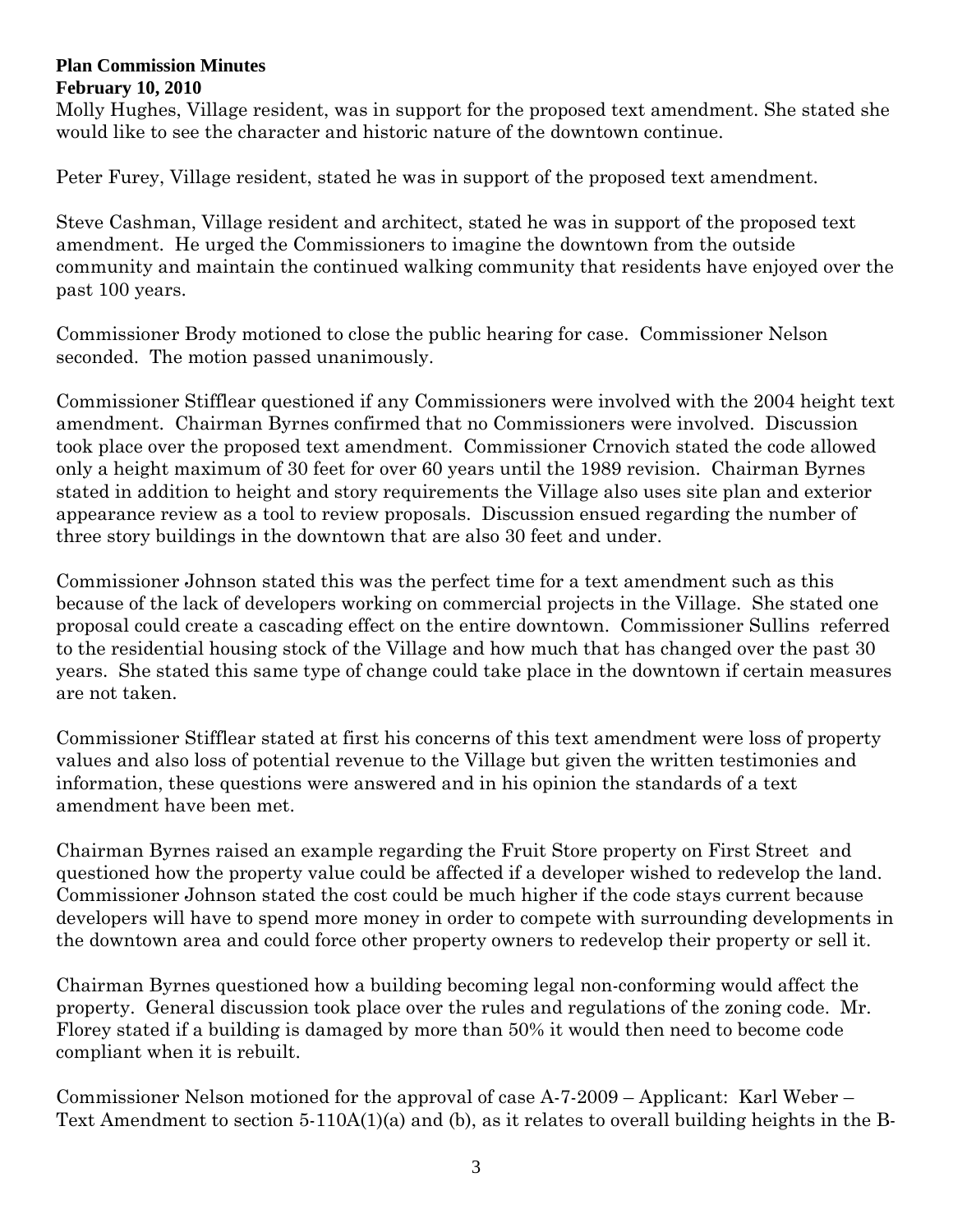**Plan Commission Minutes**
**February 10, 2010**

Molly Hughes, Village resident, was in support for the proposed text amendment. She stated she would like to see the character and historic nature of the downtown continue.

Peter Furey, Village resident, stated he was in support of the proposed text amendment.

Steve Cashman, Village resident and architect, stated he was in support of the proposed text amendment. He urged the Commissioners to imagine the downtown from the outside community and maintain the continued walking community that residents have enjoyed over the past 100 years.

Commissioner Brody motioned to close the public hearing for case. Commissioner Nelson seconded. The motion passed unanimously.

Commissioner Stifflear questioned if any Commissioners were involved with the 2004 height text amendment. Chairman Byrnes confirmed that no Commissioners were involved. Discussion took place over the proposed text amendment. Commissioner Crnovich stated the code allowed only a height maximum of 30 feet for over 60 years until the 1989 revision. Chairman Byrnes stated in addition to height and story requirements the Village also uses site plan and exterior appearance review as a tool to review proposals. Discussion ensued regarding the number of three story buildings in the downtown that are also 30 feet and under.

Commissioner Johnson stated this was the perfect time for a text amendment such as this because of the lack of developers working on commercial projects in the Village. She stated one proposal could create a cascading effect on the entire downtown. Commissioner Sullins referred to the residential housing stock of the Village and how much that has changed over the past 30 years. She stated this same type of change could take place in the downtown if certain measures are not taken.

Commissioner Stifflear stated at first his concerns of this text amendment were loss of property values and also loss of potential revenue to the Village but given the written testimonies and information, these questions were answered and in his opinion the standards of a text amendment have been met.

Chairman Byrnes raised an example regarding the Fruit Store property on First Street and questioned how the property value could be affected if a developer wished to redevelop the land. Commissioner Johnson stated the cost could be much higher if the code stays current because developers will have to spend more money in order to compete with surrounding developments in the downtown area and could force other property owners to redevelop their property or sell it.

Chairman Byrnes questioned how a building becoming legal non-conforming would affect the property. General discussion took place over the rules and regulations of the zoning code. Mr. Florey stated if a building is damaged by more than 50% it would then need to become code compliant when it is rebuilt.

Commissioner Nelson motioned for the approval of case A-7-2009 – Applicant: Karl Weber – Text Amendment to section 5-110A(1)(a) and (b), as it relates to overall building heights in the B-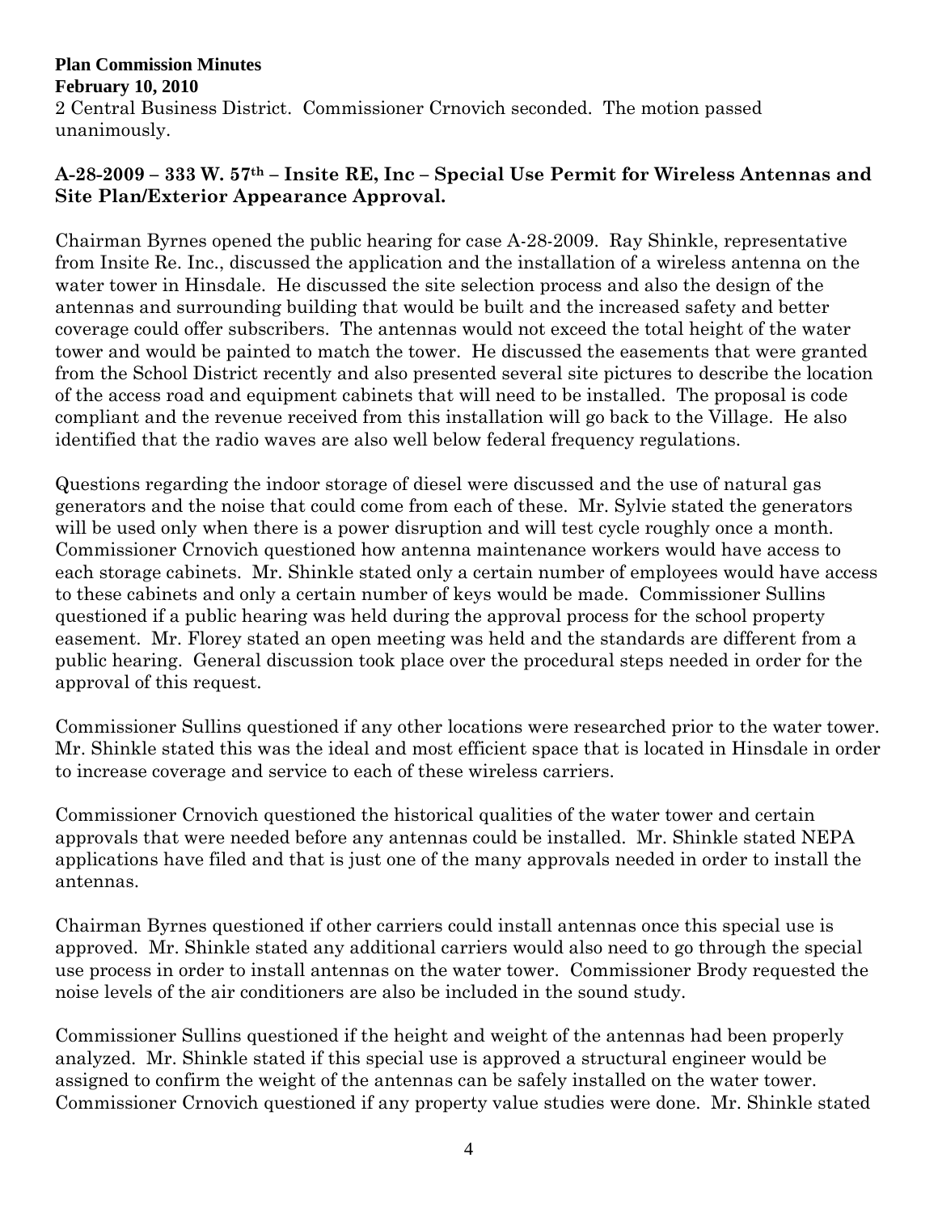2 Central Business District. Commissioner Crnovich seconded. The motion passed unanimously.

**A-28-2009 – 333 W. 57th – Insite RE, Inc – Special Use Permit for Wireless Antennas and Site Plan/Exterior Appearance Approval.**

Chairman Byrnes opened the public hearing for case A-28-2009. Ray Shinkle, representative from Insite Re. Inc., discussed the application and the installation of a wireless antenna on the water tower in Hinsdale. He discussed the site selection process and also the design of the antennas and surrounding building that would be built and the increased safety and better coverage could offer subscribers. The antennas would not exceed the total height of the water tower and would be painted to match the tower. He discussed the easements that were granted from the School District recently and also presented several site pictures to describe the location of the access road and equipment cabinets that will need to be installed. The proposal is code compliant and the revenue received from this installation will go back to the Village. He also identified that the radio waves are also well below federal frequency regulations.

Questions regarding the indoor storage of diesel were discussed and the use of natural gas generators and the noise that could come from each of these. Mr. Sylvie stated the generators will be used only when there is a power disruption and will test cycle roughly once a month. Commissioner Crnovich questioned how antenna maintenance workers would have access to each storage cabinets. Mr. Shinkle stated only a certain number of employees would have access to these cabinets and only a certain number of keys would be made. Commissioner Sullins questioned if a public hearing was held during the approval process for the school property easement. Mr. Florey stated an open meeting was held and the standards are different from a public hearing. General discussion took place over the procedural steps needed in order for the approval of this request.

Commissioner Sullins questioned if any other locations were researched prior to the water tower. Mr. Shinkle stated this was the ideal and most efficient space that is located in Hinsdale in order to increase coverage and service to each of these wireless carriers.

Commissioner Crnovich questioned the historical qualities of the water tower and certain approvals that were needed before any antennas could be installed. Mr. Shinkle stated NEPA applications have filed and that is just one of the many approvals needed in order to install the antennas.

Chairman Byrnes questioned if other carriers could install antennas once this special use is approved. Mr. Shinkle stated any additional carriers would also need to go through the special use process in order to install antennas on the water tower. Commissioner Brody requested the noise levels of the air conditioners are also be included in the sound study.

Commissioner Sullins questioned if the height and weight of the antennas had been properly analyzed. Mr. Shinkle stated if this special use is approved a structural engineer would be assigned to confirm the weight of the antennas can be safely installed on the water tower. Commissioner Crnovich questioned if any property value studies were done. Mr. Shinkle stated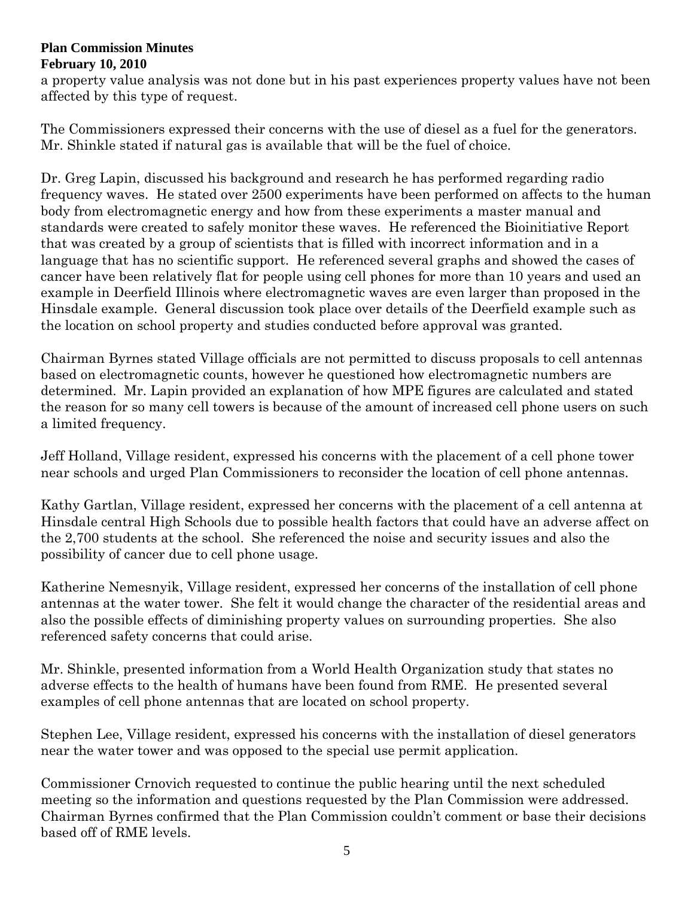a property value analysis was not done but in his past experiences property values have not been affected by this type of request.

The Commissioners expressed their concerns with the use of diesel as a fuel for the generators. Mr. Shinkle stated if natural gas is available that will be the fuel of choice.

Dr. Greg Lapin, discussed his background and research he has performed regarding radio frequency waves. He stated over 2500 experiments have been performed on affects to the human body from electromagnetic energy and how from these experiments a master manual and standards were created to safely monitor these waves. He referenced the Bioinitiative Report that was created by a group of scientists that is filled with incorrect information and in a language that has no scientific support. He referenced several graphs and showed the cases of cancer have been relatively flat for people using cell phones for more than 10 years and used an example in Deerfield Illinois where electromagnetic waves are even larger than proposed in the Hinsdale example. General discussion took place over details of the Deerfield example such as the location on school property and studies conducted before approval was granted.

Chairman Byrnes stated Village officials are not permitted to discuss proposals to cell antennas based on electromagnetic counts, however he questioned how electromagnetic numbers are determined. Mr. Lapin provided an explanation of how MPE figures are calculated and stated the reason for so many cell towers is because of the amount of increased cell phone users on such a limited frequency.

Jeff Holland, Village resident, expressed his concerns with the placement of a cell phone tower near schools and urged Plan Commissioners to reconsider the location of cell phone antennas.

Kathy Gartlan, Village resident, expressed her concerns with the placement of a cell antenna at Hinsdale central High Schools due to possible health factors that could have an adverse affect on the 2,700 students at the school. She referenced the noise and security issues and also the possibility of cancer due to cell phone usage.

Katherine Nemesnyik, Village resident, expressed her concerns of the installation of cell phone antennas at the water tower. She felt it would change the character of the residential areas and also the possible effects of diminishing property values on surrounding properties. She also referenced safety concerns that could arise.

Mr. Shinkle, presented information from a World Health Organization study that states no adverse effects to the health of humans have been found from RME. He presented several examples of cell phone antennas that are located on school property.

Stephen Lee, Village resident, expressed his concerns with the installation of diesel generators near the water tower and was opposed to the special use permit application.

Commissioner Crnovich requested to continue the public hearing until the next scheduled meeting so the information and questions requested by the Plan Commission were addressed. Chairman Byrnes confirmed that the Plan Commission couldn't comment or base their decisions based off of RME levels.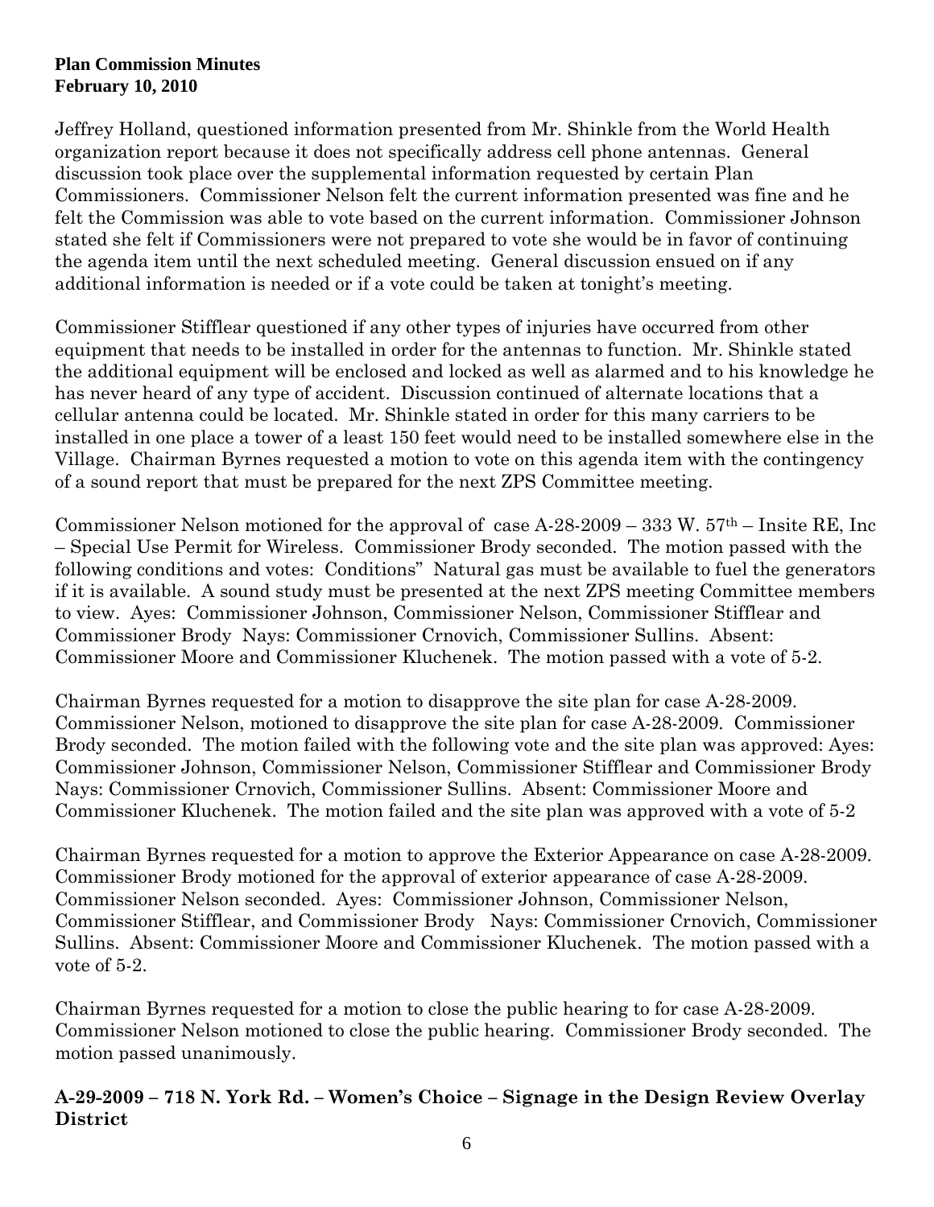**Plan Commission Minutes**
**February 10, 2010**

Jeffrey Holland, questioned information presented from Mr. Shinkle from the World Health organization report because it does not specifically address cell phone antennas. General discussion took place over the supplemental information requested by certain Plan Commissioners. Commissioner Nelson felt the current information presented was fine and he felt the Commission was able to vote based on the current information. Commissioner Johnson stated she felt if Commissioners were not prepared to vote she would be in favor of continuing the agenda item until the next scheduled meeting. General discussion ensued on if any additional information is needed or if a vote could be taken at tonight's meeting.

Commissioner Stifflear questioned if any other types of injuries have occurred from other equipment that needs to be installed in order for the antennas to function. Mr. Shinkle stated the additional equipment will be enclosed and locked as well as alarmed and to his knowledge he has never heard of any type of accident. Discussion continued of alternate locations that a cellular antenna could be located. Mr. Shinkle stated in order for this many carriers to be installed in one place a tower of a least 150 feet would need to be installed somewhere else in the Village. Chairman Byrnes requested a motion to vote on this agenda item with the contingency of a sound report that must be prepared for the next ZPS Committee meeting.

Commissioner Nelson motioned for the approval of case A-28-2009 – 333 W. 57th – Insite RE, Inc – Special Use Permit for Wireless. Commissioner Brody seconded. The motion passed with the following conditions and votes: Conditions" Natural gas must be available to fuel the generators if it is available. A sound study must be presented at the next ZPS meeting Committee members to view. Ayes: Commissioner Johnson, Commissioner Nelson, Commissioner Stifflear and Commissioner Brody Nays: Commissioner Crnovich, Commissioner Sullins. Absent: Commissioner Moore and Commissioner Kluchenek. The motion passed with a vote of 5-2.

Chairman Byrnes requested for a motion to disapprove the site plan for case A-28-2009. Commissioner Nelson, motioned to disapprove the site plan for case A-28-2009. Commissioner Brody seconded. The motion failed with the following vote and the site plan was approved: Ayes: Commissioner Johnson, Commissioner Nelson, Commissioner Stifflear and Commissioner Brody Nays: Commissioner Crnovich, Commissioner Sullins. Absent: Commissioner Moore and Commissioner Kluchenek. The motion failed and the site plan was approved with a vote of 5-2

Chairman Byrnes requested for a motion to approve the Exterior Appearance on case A-28-2009. Commissioner Brody motioned for the approval of exterior appearance of case A-28-2009. Commissioner Nelson seconded. Ayes: Commissioner Johnson, Commissioner Nelson, Commissioner Stifflear, and Commissioner Brody Nays: Commissioner Crnovich, Commissioner Sullins. Absent: Commissioner Moore and Commissioner Kluchenek. The motion passed with a vote of 5-2.

Chairman Byrnes requested for a motion to close the public hearing to for case A-28-2009. Commissioner Nelson motioned to close the public hearing. Commissioner Brody seconded. The motion passed unanimously.

**A-29-2009 – 718 N. York Rd. – Women's Choice – Signage in the Design Review Overlay District**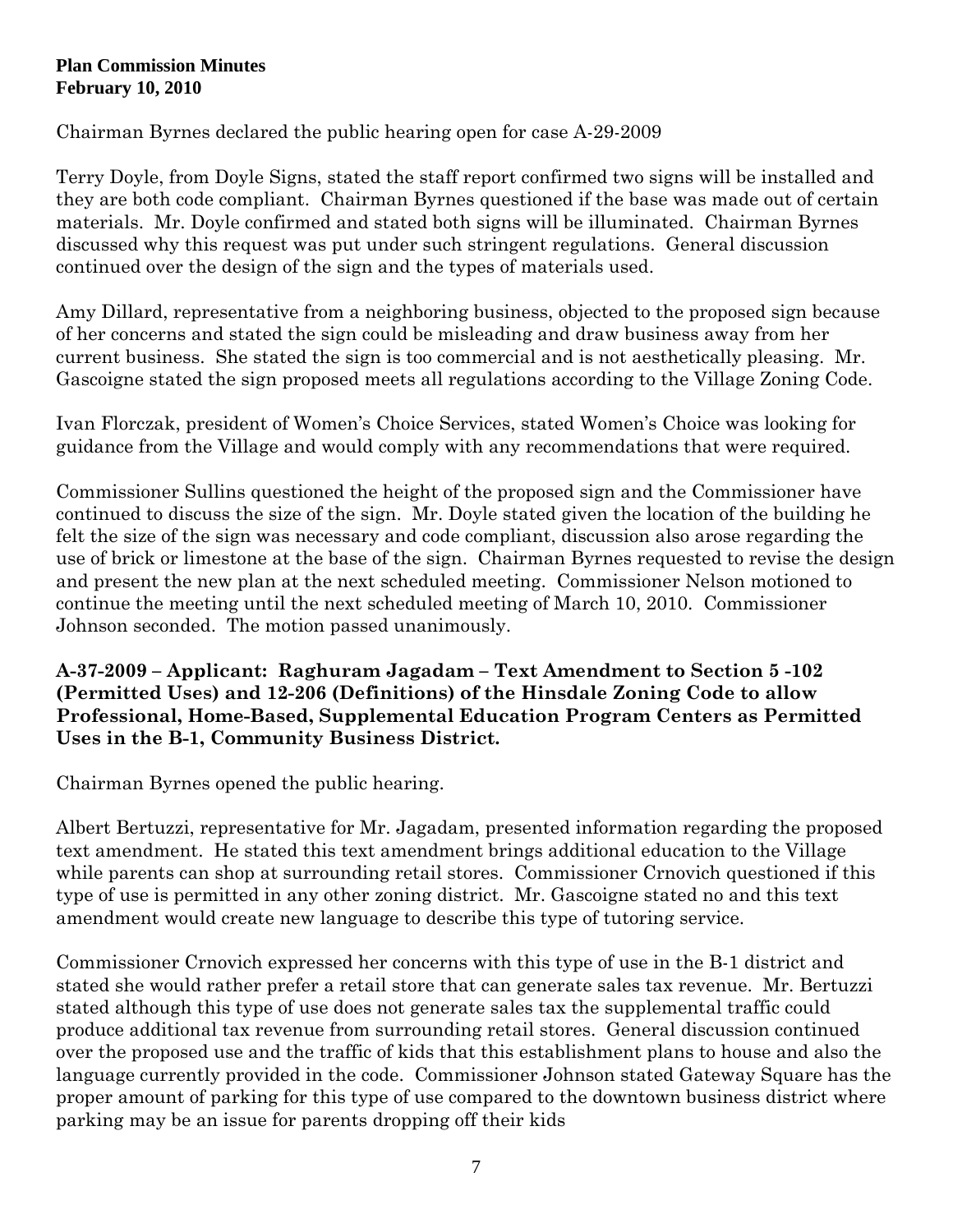Chairman Byrnes declared the public hearing open for case A-29-2009

Terry Doyle, from Doyle Signs, stated the staff report confirmed two signs will be installed and they are both code compliant. Chairman Byrnes questioned if the base was made out of certain materials. Mr. Doyle confirmed and stated both signs will be illuminated. Chairman Byrnes discussed why this request was put under such stringent regulations. General discussion continued over the design of the sign and the types of materials used.

Amy Dillard, representative from a neighboring business, objected to the proposed sign because of her concerns and stated the sign could be misleading and draw business away from her current business. She stated the sign is too commercial and is not aesthetically pleasing. Mr. Gascoigne stated the sign proposed meets all regulations according to the Village Zoning Code.

Ivan Florczak, president of Women's Choice Services, stated Women's Choice was looking for guidance from the Village and would comply with any recommendations that were required.

Commissioner Sullins questioned the height of the proposed sign and the Commissioner have continued to discuss the size of the sign. Mr. Doyle stated given the location of the building he felt the size of the sign was necessary and code compliant, discussion also arose regarding the use of brick or limestone at the base of the sign. Chairman Byrnes requested to revise the design and present the new plan at the next scheduled meeting. Commissioner Nelson motioned to continue the meeting until the next scheduled meeting of March 10, 2010. Commissioner Johnson seconded. The motion passed unanimously.

**A-37-2009 – Applicant: Raghuram Jagadam – Text Amendment to Section 5 -102 (Permitted Uses) and 12-206 (Definitions) of the Hinsdale Zoning Code to allow Professional, Home-Based, Supplemental Education Program Centers as Permitted Uses in the B-1, Community Business District.**

Chairman Byrnes opened the public hearing.

Albert Bertuzzi, representative for Mr. Jagadam, presented information regarding the proposed text amendment. He stated this text amendment brings additional education to the Village while parents can shop at surrounding retail stores. Commissioner Crnovich questioned if this type of use is permitted in any other zoning district. Mr. Gascoigne stated no and this text amendment would create new language to describe this type of tutoring service.

Commissioner Crnovich expressed her concerns with this type of use in the B-1 district and stated she would rather prefer a retail store that can generate sales tax revenue. Mr. Bertuzzi stated although this type of use does not generate sales tax the supplemental traffic could produce additional tax revenue from surrounding retail stores. General discussion continued over the proposed use and the traffic of kids that this establishment plans to house and also the language currently provided in the code. Commissioner Johnson stated Gateway Square has the proper amount of parking for this type of use compared to the downtown business district where parking may be an issue for parents dropping off their kids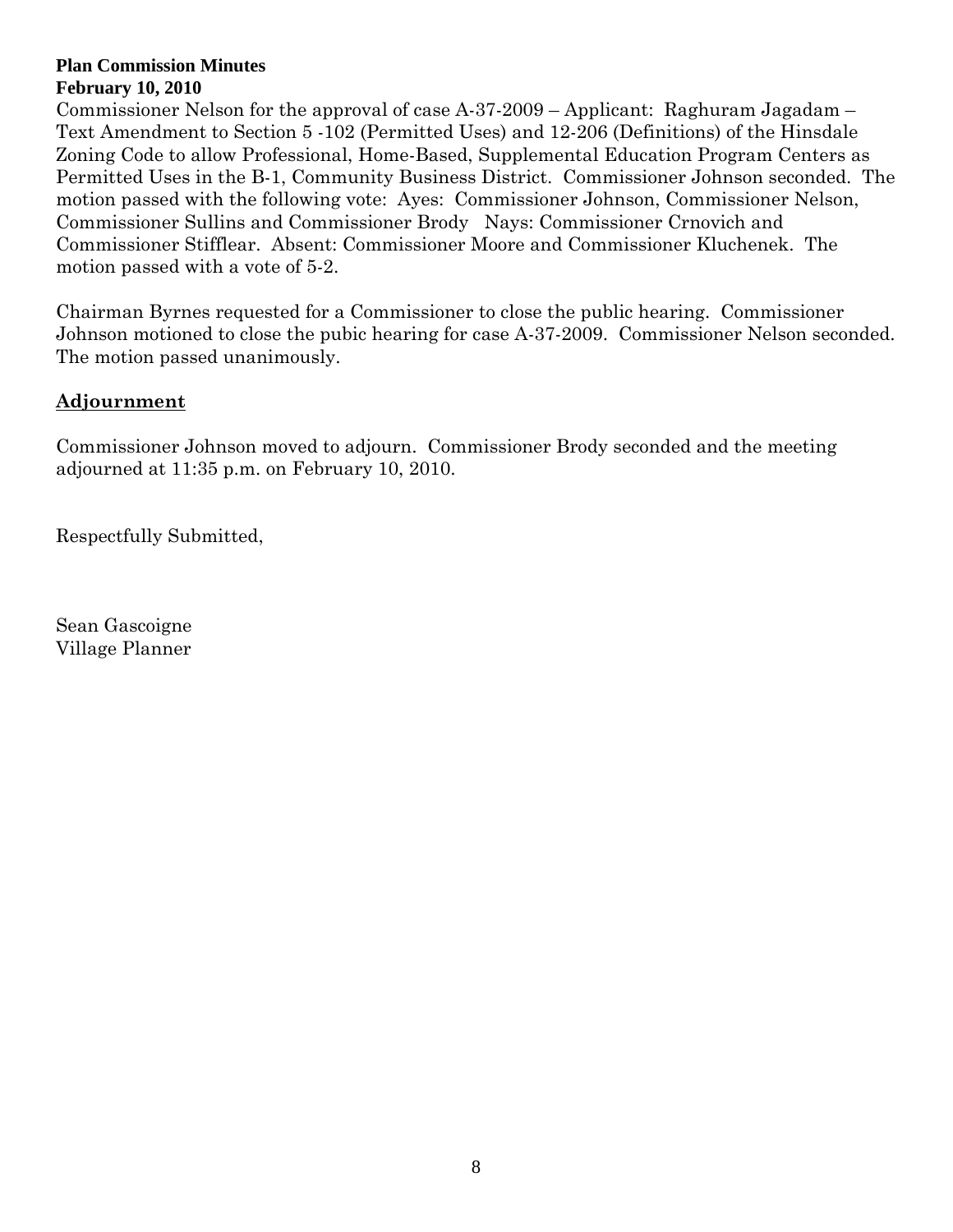Commissioner Nelson for the approval of case A-37-2009 – Applicant: Raghuram Jagadam – Text Amendment to Section 5 -102 (Permitted Uses) and 12-206 (Definitions) of the Hinsdale Zoning Code to allow Professional, Home-Based, Supplemental Education Program Centers as Permitted Uses in the B-1, Community Business District. Commissioner Johnson seconded. The motion passed with the following vote: Ayes: Commissioner Johnson, Commissioner Nelson, Commissioner Sullins and Commissioner Brody Nays: Commissioner Crnovich and Commissioner Stifflear. Absent: Commissioner Moore and Commissioner Kluchenek. The motion passed with a vote of 5-2.

Chairman Byrnes requested for a Commissioner to close the public hearing. Commissioner Johnson motioned to close the pubic hearing for case A-37-2009. Commissioner Nelson seconded. The motion passed unanimously.

## Adjournment

Commissioner Johnson moved to adjourn. Commissioner Brody seconded and the meeting adjourned at 11:35 p.m. on February 10, 2010.

Respectfully Submitted,

Sean Gascoigne
Village Planner